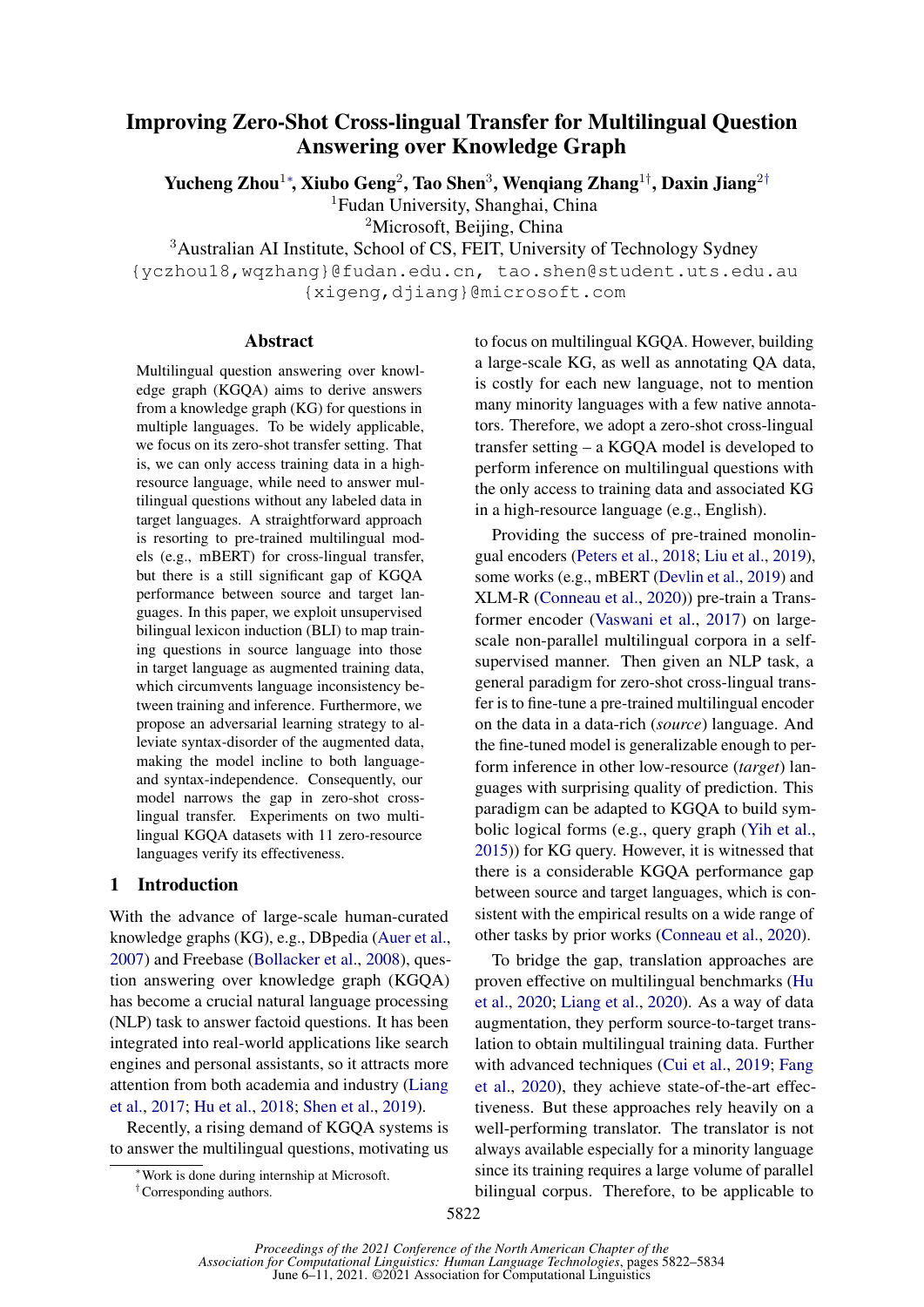# Improving Zero-Shot Cross-lingual Transfer for Multilingual Question Answering over Knowledge Graph

**Yucheng Zhou**[1*], **Xiubo Geng**[2], **Tao Shen**[3], **Wenqiang Zhang**[1†], **Daxin Jiang**[2†]

[1]Fudan University, Shanghai, China
[2]Microsoft, Beijing, China
[3]Australian AI Institute, School of CS, FEIT, University of Technology Sydney

{yczhou18,wqzhang}@fudan.edu.cn, tao.shen@student.uts.edu.au
{xigeng,djiang}@microsoft.com

## Abstract

Multilingual question answering over knowledge graph (KGQA) aims to derive answers from a knowledge graph (KG) for questions in multiple languages. To be widely applicable, we focus on its zero-shot transfer setting. That is, we can only access training data in a high-resource language, while need to answer multilingual questions without any labeled data in target languages. A straightforward approach is resorting to pre-trained multilingual models (e.g., mBERT) for cross-lingual transfer, but there is a still significant gap of KGQA performance between source and target languages. In this paper, we exploit unsupervised bilingual lexicon induction (BLI) to map training questions in source language into those in target language as augmented training data, which circumvents language inconsistency between training and inference. Furthermore, we propose an adversarial learning strategy to alleviate syntax-disorder of the augmented data, making the model incline to both language- and syntax-independence. Consequently, our model narrows the gap in zero-shot cross-lingual transfer. Experiments on two multilingual KGQA datasets with 11 zero-resource languages verify its effectiveness.

## 1 Introduction

With the advance of large-scale human-curated knowledge graphs (KG), e.g., DBpedia (Auer et al., 2007) and Freebase (Bollacker et al., 2008), question answering over knowledge graph (KGQA) has become a crucial natural language processing (NLP) task to answer factoid questions. It has been integrated into real-world applications like search engines and personal assistants, so it attracts more attention from both academia and industry (Liang et al., 2017; Hu et al., 2018; Shen et al., 2019).

Recently, a rising demand of KGQA systems is to answer the multilingual questions, motivating us to focus on multilingual KGQA. However, building a large-scale KG, as well as annotating QA data, is costly for each new language, not to mention many minority languages with a few native annotators. Therefore, we adopt a zero-shot cross-lingual transfer setting – a KGQA model is developed to perform inference on multilingual questions with the only access to training data and associated KG in a high-resource language (e.g., English).

Providing the success of pre-trained monolingual encoders (Peters et al., 2018; Liu et al., 2019), some works (e.g., mBERT (Devlin et al., 2019) and XLM-R (Conneau et al., 2020)) pre-train a Transformer encoder (Vaswani et al., 2017) on large-scale non-parallel multilingual corpora in a self-supervised manner. Then given an NLP task, a general paradigm for zero-shot cross-lingual transfer is to fine-tune a pre-trained multilingual encoder on the data in a data-rich (*source*) language. And the fine-tuned model is generalizable enough to perform inference in other low-resource (*target*) languages with surprising quality of prediction. This paradigm can be adapted to KGQA to build symbolic logical forms (e.g., query graph (Yih et al., 2015)) for KG query. However, it is witnessed that there is a considerable KGQA performance gap between source and target languages, which is consistent with the empirical results on a wide range of other tasks by prior works (Conneau et al., 2020).

To bridge the gap, translation approaches are proven effective on multilingual benchmarks (Hu et al., 2020; Liang et al., 2020). As a way of data augmentation, they perform source-to-target translation to obtain multilingual training data. Further with advanced techniques (Cui et al., 2019; Fang et al., 2020), they achieve state-of-the-art effectiveness. But these approaches rely heavily on a well-performing translator. The translator is not always available especially for a minority language since its training requires a large volume of parallel bilingual corpus. Therefore, to be applicable to

*Work is done during internship at Microsoft.
†Corresponding authors.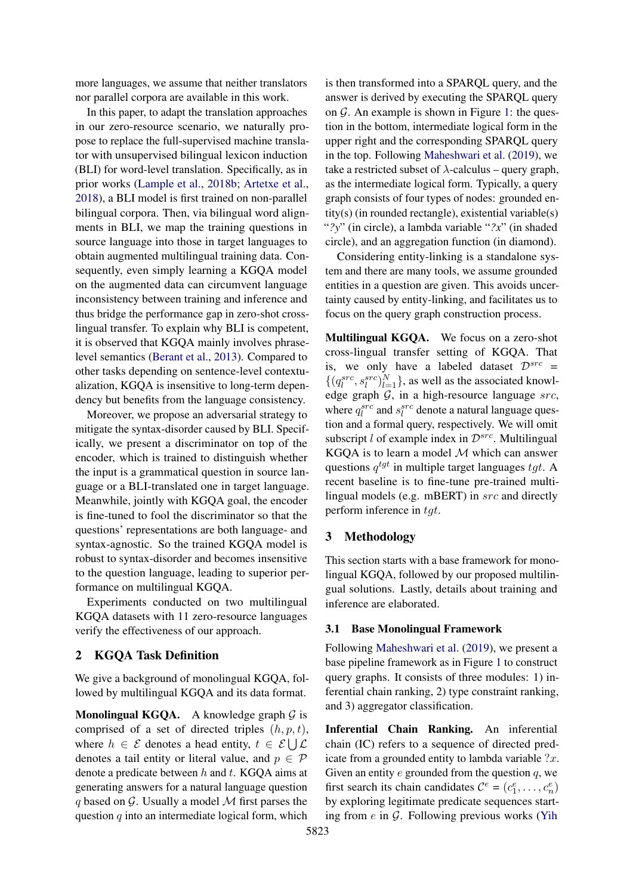more languages, we assume that neither translators nor parallel corpora are available in this work.

In this paper, to adapt the translation approaches in our zero-resource scenario, we naturally propose to replace the full-supervised machine translator with unsupervised bilingual lexicon induction (BLI) for word-level translation. Specifically, as in prior works (Lample et al., 2018b; Artetxe et al., 2018), a BLI model is first trained on non-parallel bilingual corpora. Then, via bilingual word alignments in BLI, we map the training questions in source language into those in target languages to obtain augmented multilingual training data. Consequently, even simply learning a KGQA model on the augmented data can circumvent language inconsistency between training and inference and thus bridge the performance gap in zero-shot cross-lingual transfer. To explain why BLI is competent, it is observed that KGQA mainly involves phrase-level semantics (Berant et al., 2013). Compared to other tasks depending on sentence-level contextualization, KGQA is insensitive to long-term dependency but benefits from the language consistency.

Moreover, we propose an adversarial strategy to mitigate the syntax-disorder caused by BLI. Specifically, we present a discriminator on top of the encoder, which is trained to distinguish whether the input is a grammatical question in source language or a BLI-translated one in target language. Meanwhile, jointly with KGQA goal, the encoder is fine-tuned to fool the discriminator so that the questions' representations are both language- and syntax-agnostic. So the trained KGQA model is robust to syntax-disorder and becomes insensitive to the question language, leading to superior performance on multilingual KGQA.

Experiments conducted on two multilingual KGQA datasets with 11 zero-resource languages verify the effectiveness of our approach.

## 2 KGQA Task Definition

We give a background of monolingual KGQA, followed by multilingual KGQA and its data format.

**Monolingual KGQA.** A knowledge graph $\mathcal{G}$ is comprised of a set of directed triples $(h, p, t)$, where $h \in \mathcal{E}$ denotes a head entity, $t \in \mathcal{E} \bigcup \mathcal{L}$ denotes a tail entity or literal value, and $p \in \mathcal{P}$ denote a predicate between $h$ and $t$. KGQA aims at generating answers for a natural language question $q$ based on $\mathcal{G}$. Usually a model $\mathcal{M}$ first parses the question $q$ into an intermediate logical form, which is then transformed into a SPARQL query, and the answer is derived by executing the SPARQL query on $\mathcal{G}$. An example is shown in Figure 1: the question in the bottom, intermediate logical form in the upper right and the corresponding SPARQL query in the top. Following Maheshwari et al. (2019), we take a restricted subset of $\lambda$-calculus – query graph, as the intermediate logical form. Typically, a query graph consists of four types of nodes: grounded entity(s) (in rounded rectangle), existential variable(s) "*?y*" (in circle), a lambda variable "*?x*" (in shaded circle), and an aggregation function (in diamond).

Considering entity-linking is a standalone system and there are many tools, we assume grounded entities in a question are given. This avoids uncertainty caused by entity-linking, and facilitates us to focus on the query graph construction process.

**Multilingual KGQA.** We focus on a zero-shot cross-lingual transfer setting of KGQA. That is, we only have a labeled dataset $\mathcal{D}^{src} = \{(q_l^{src}, s_l^{src})_{l=1}^N\}$, as well as the associated knowledge graph $\mathcal{G}$, in a high-resource language $src$, where $q_l^{src}$ and $s_l^{src}$ denote a natural language question and a formal query, respectively. We will omit subscript $l$ of example index in $\mathcal{D}^{src}$. Multilingual KGQA is to learn a model $\mathcal{M}$ which can answer questions $q^{tgt}$ in multiple target languages $tgt$. A recent baseline is to fine-tune pre-trained multilingual models (e.g. mBERT) in $src$ and directly perform inference in $tgt$.

## 3 Methodology

This section starts with a base framework for monolingual KGQA, followed by our proposed multilingual solutions. Lastly, details about training and inference are elaborated.

### 3.1 Base Monolingual Framework

Following Maheshwari et al. (2019), we present a base pipeline framework as in Figure 1 to construct query graphs. It consists of three modules: 1) inferential chain ranking, 2) type constraint ranking, and 3) aggregator classification.

**Inferential Chain Ranking.** An inferential chain (IC) refers to a sequence of directed predicate from a grounded entity to lambda variable $?x$. Given an entity $e$ grounded from the question $q$, we first search its chain candidates $\mathcal{C}^e = (c_1^e, \ldots, c_n^e)$ by exploring legitimate predicate sequences starting from $e$ in $\mathcal{G}$. Following previous works (Yih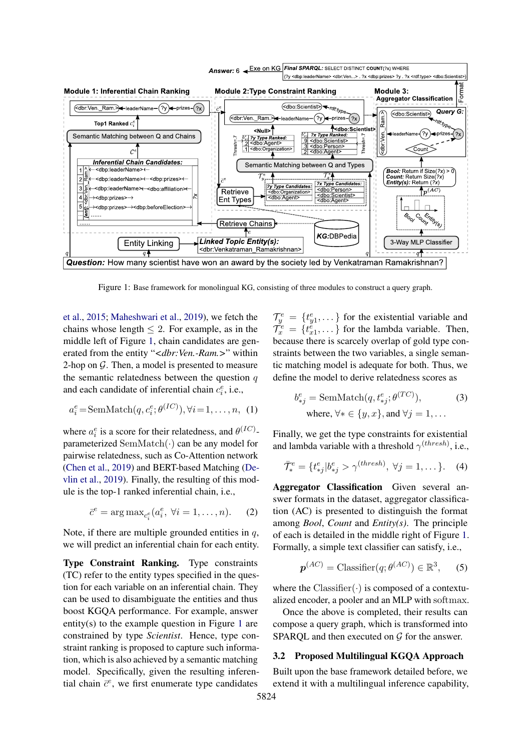Figure 1: Base framework for monolingual KG, consisting of three modules to construct a query graph.

et al., 2015; Maheshwari et al., 2019), we fetch the chains whose length $\leq 2$. For example, as in the middle left of Figure 1, chain candidates are generated from the entity "*<dbr:Ven.-Ram.>*" within 2-hop on $\mathcal{G}$. Then, a model is presented to measure the semantic relatedness between the question $q$ and each candidate of inferential chain $c_i^e$, i.e.,

$$a_i^e = \text{SemMatch}(q, c_i^e; \theta^{(IC)}), \forall i = 1, \dots, n, \quad (1)$$

where $a_i^e$ is a score for their relatedness, and $\theta^{(IC)}$-parameterized $\text{SemMatch}(\cdot)$ can be any model for pairwise relatedness, such as Co-Attention network (Chen et al., 2019) and BERT-based Matching (Devlin et al., 2019). Finally, the resulting of this module is the top-1 ranked inferential chain, i.e.,

$$\bar{c}^e = \arg\max_{c_i^e}(a_i^e, \ \forall i = 1, \dots, n). \quad (2)$$

Note, if there are multiple grounded entities in $q$, we will predict an inferential chain for each entity.

**Type Constraint Ranking.** Type constraints (TC) refer to the entity types specified in the question for each variable on an inferential chain. They can be used to disambiguate the entities and thus boost KGQA performance. For example, answer entity(s) to the example question in Figure 1 are constrained by type *Scientist*. Hence, type constraint ranking is proposed to capture such information, which is also achieved by a semantic matching model. Specifically, given the resulting inferential chain $\bar{c}^e$, we first enumerate type candidates $\mathcal{T}_y^e = \{t_{y1}^e, \dots\}$ for the existential variable and $\mathcal{T}_x^e = \{t_{x1}^e, \dots\}$ for the lambda variable. Then, because there is scarcely overlap of gold type constraints between the two variables, a single semantic matching model is adequate for both. Thus, we define the model to derive relatedness scores as

$$b_{*j}^e = \text{SemMatch}(q, t_{*j}^e; \theta^{(TC)}), \quad (3)$$
$$\text{where, } \forall * \in \{y, x\}, \text{and } \forall j = 1, \dots$$

Finally, we get the type constraints for existential and lambda variable with a threshold $\gamma^{(thresh)}$, i.e.,

$$\bar{\mathcal{T}}_*^e = \{t_{*j}^e | b_{*j}^e > \gamma^{(thresh)}, \ \forall j = 1, \dots\}. \quad (4)$$

**Aggregator Classification** Given several answer formats in the dataset, aggregator classification (AC) is presented to distinguish the format among *Bool*, *Count* and *Entity(s)*. The principle of each is detailed in the middle right of Figure 1. Formally, a simple text classifier can satisfy, i.e.,

$$\boldsymbol{p}^{(AC)} = \text{Classifier}(q; \theta^{(AC)}) \in \mathbb{R}^3, \quad (5)$$

where the $\text{Classifier}(\cdot)$ is composed of a contextualized encoder, a pooler and an MLP with softmax.

Once the above is completed, their results can compose a query graph, which is transformed into SPARQL and then executed on $\mathcal{G}$ for the answer.

### 3.2 Proposed Multilingual KGQA Approach

Built upon the base framework detailed before, we extend it with a multilingual inference capability,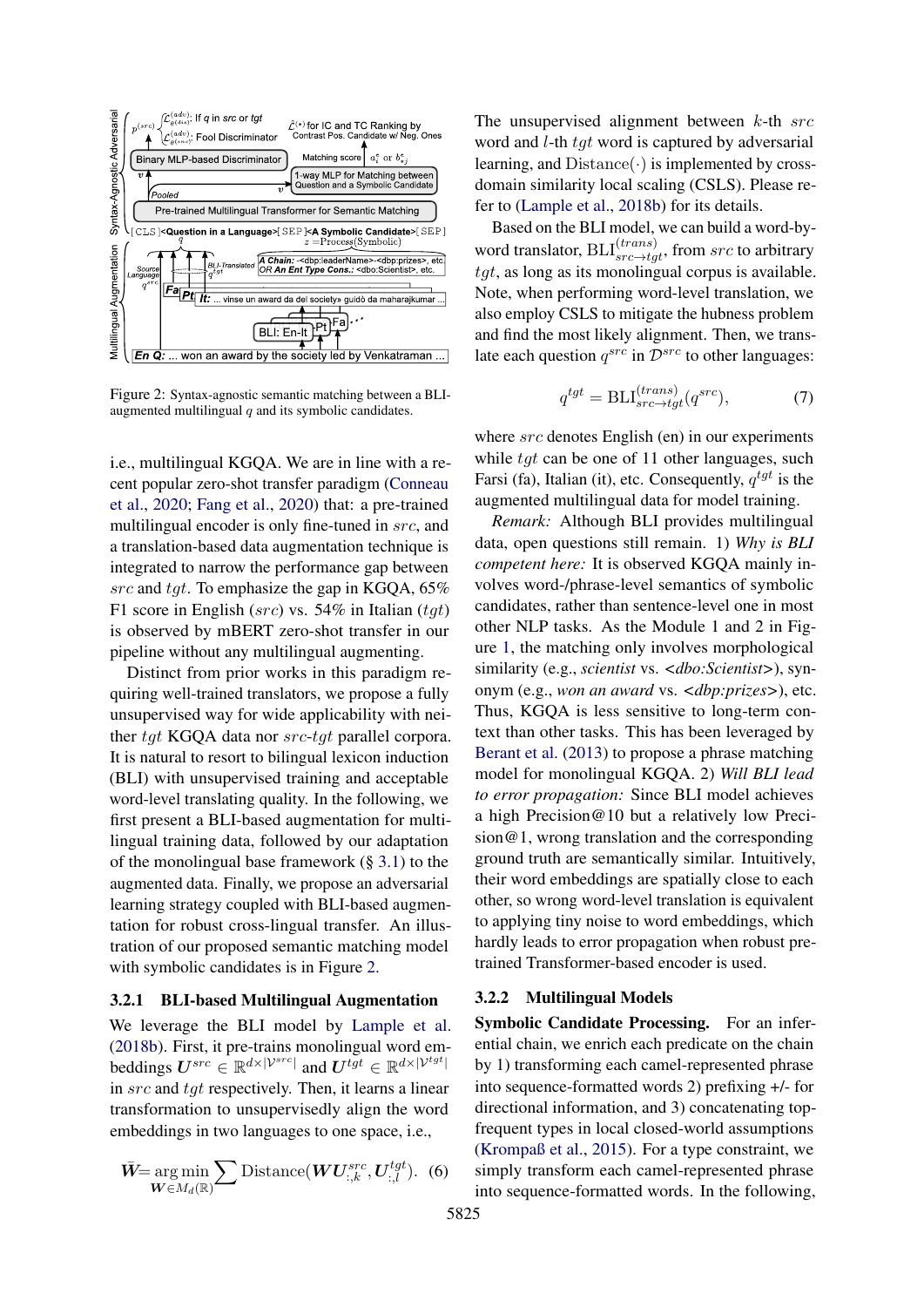Figure 2: Syntax-agnostic semantic matching between a BLI-augmented multilingual $q$ and its symbolic candidates.

i.e., multilingual KGQA. We are in line with a recent popular zero-shot transfer paradigm (Conneau et al., 2020; Fang et al., 2020) that: a pre-trained multilingual encoder is only fine-tuned in $src$, and a translation-based data augmentation technique is integrated to narrow the performance gap between $src$ and $tgt$. To emphasize the gap in KGQA, 65% F1 score in English ($src$) vs. 54% in Italian ($tgt$) is observed by mBERT zero-shot transfer in our pipeline without any multilingual augmenting.

Distinct from prior works in this paradigm requiring well-trained translators, we propose a fully unsupervised way for wide applicability with neither $tgt$ KGQA data nor $src$-$tgt$ parallel corpora. It is natural to resort to bilingual lexicon induction (BLI) with unsupervised training and acceptable word-level translating quality. In the following, we first present a BLI-based augmentation for multilingual training data, followed by our adaptation of the monolingual base framework (§ 3.1) to the augmented data. Finally, we propose an adversarial learning strategy coupled with BLI-based augmentation for robust cross-lingual transfer. An illustration of our proposed semantic matching model with symbolic candidates is in Figure 2.

### 3.2.1 BLI-based Multilingual Augmentation

We leverage the BLI model by Lample et al. (2018b). First, it pre-trains monolingual word embeddings $\boldsymbol{U}^{src} \in \mathbb{R}^{d \times |\mathcal{V}^{src}|}$ and $\boldsymbol{U}^{tgt} \in \mathbb{R}^{d \times |\mathcal{V}^{tgt}|}$ in $src$ and $tgt$ respectively. Then, it learns a linear transformation to unsupervisedly align the word embeddings in two languages to one space, i.e.,

$$\bar{\boldsymbol{W}} = \underset{\boldsymbol{W} \in M_d(\mathbb{R})}{\arg\min} \sum \text{Distance}(\boldsymbol{W}\boldsymbol{U}^{src}_{:,k}, \boldsymbol{U}^{tgt}_{:,l}). \quad (6)$$

The unsupervised alignment between $k$-th $src$ word and $l$-th $tgt$ word is captured by adversarial learning, and $\text{Distance}(\cdot)$ is implemented by cross-domain similarity local scaling (CSLS). Please refer to (Lample et al., 2018b) for its details.

Based on the BLI model, we can build a word-by-word translator, $\text{BLI}^{(trans)}_{src \to tgt}$, from $src$ to arbitrary $tgt$, as long as its monolingual corpus is available. Note, when performing word-level translation, we also employ CSLS to mitigate the hubness problem and find the most likely alignment. Then, we translate each question $q^{src}$ in $\mathcal{D}^{src}$ to other languages:

$$q^{tgt} = \text{BLI}^{(trans)}_{src \to tgt}(q^{src}), \quad (7)$$

where $src$ denotes English (en) in our experiments while $tgt$ can be one of 11 other languages, such Farsi (fa), Italian (it), etc. Consequently, $q^{tgt}$ is the augmented multilingual data for model training.

*Remark:* Although BLI provides multilingual data, open questions still remain. 1) *Why is BLI competent here:* It is observed KGQA mainly involves word-/phrase-level semantics of symbolic candidates, rather than sentence-level one in most other NLP tasks. As the Module 1 and 2 in Figure 1, the matching only involves morphological similarity (e.g., *scientist* vs. *<dbo:Scientist>*), synonym (e.g., *won an award* vs. *<dbp:prizes>*), etc. Thus, KGQA is less sensitive to long-term context than other tasks. This has been leveraged by Berant et al. (2013) to propose a phrase matching model for monolingual KGQA. 2) *Will BLI lead to error propagation:* Since BLI model achieves a high Precision@10 but a relatively low Precision@1, wrong translation and the corresponding ground truth are semantically similar. Intuitively, their word embeddings are spatially close to each other, so wrong word-level translation is equivalent to applying tiny noise to word embeddings, which hardly leads to error propagation when robust pre-trained Transformer-based encoder is used.

### 3.2.2 Multilingual Models

**Symbolic Candidate Processing.** For an inferential chain, we enrich each predicate on the chain by 1) transforming each camel-represented phrase into sequence-formatted words 2) prefixing +/- for directional information, and 3) concatenating top-frequent types in local closed-world assumptions (Krompaß et al., 2015). For a type constraint, we simply transform each camel-represented phrase into sequence-formatted words. In the following,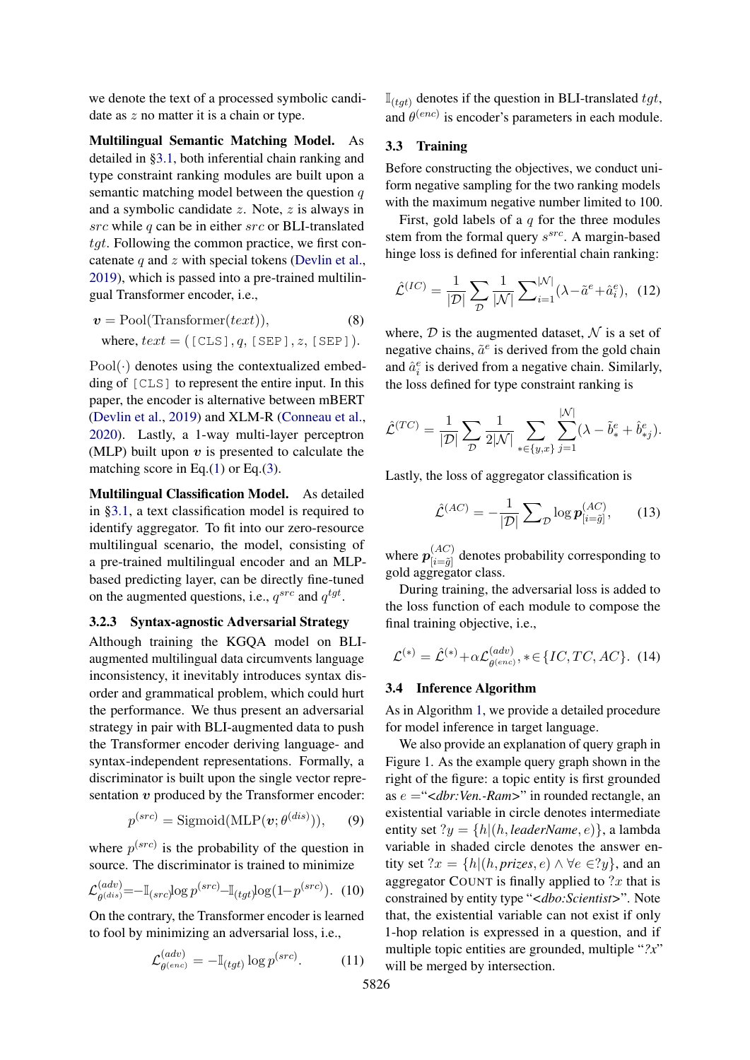we denote the text of a processed symbolic candidate as $z$ no matter it is a chain or type.

**Multilingual Semantic Matching Model.** As detailed in §3.1, both inferential chain ranking and type constraint ranking modules are built upon a semantic matching model between the question $q$ and a symbolic candidate $z$. Note, $z$ is always in $src$ while $q$ can be in either $src$ or BLI-translated $tgt$. Following the common practice, we first concatenate $q$ and $z$ with special tokens (Devlin et al., 2019), which is passed into a pre-trained multilingual Transformer encoder, i.e.,

$$\boldsymbol{v} = \text{Pool}(\text{Transformer}(text)), \quad (8)$$
$$\text{where, } text = (\texttt{[CLS]}, q, \texttt{[SEP]}, z, \texttt{[SEP]}).$$

$\text{Pool}(\cdot)$ denotes using the contextualized embedding of `[CLS]` to represent the entire input. In this paper, the encoder is alternative between mBERT (Devlin et al., 2019) and XLM-R (Conneau et al., 2020). Lastly, a 1-way multi-layer perceptron (MLP) built upon $\boldsymbol{v}$ is presented to calculate the matching score in Eq.(1) or Eq.(3).

**Multilingual Classification Model.** As detailed in §3.1, a text classification model is required to identify aggregator. To fit into our zero-resource multilingual scenario, the model, consisting of a pre-trained multilingual encoder and an MLP-based predicting layer, can be directly fine-tuned on the augmented questions, i.e., $q^{src}$ and $q^{tgt}$.

### 3.2.3 Syntax-agnostic Adversarial Strategy

Although training the KGQA model on BLI-augmented multilingual data circumvents language inconsistency, it inevitably introduces syntax disorder and grammatical problem, which could hurt the performance. We thus present an adversarial strategy in pair with BLI-augmented data to push the Transformer encoder deriving language- and syntax-independent representations. Formally, a discriminator is built upon the single vector representation $\boldsymbol{v}$ produced by the Transformer encoder:

$$p^{(src)} = \text{Sigmoid}(\text{MLP}(\boldsymbol{v}; \theta^{(dis)})), \quad (9)$$

where $p^{(src)}$ is the probability of the question in source. The discriminator is trained to minimize

$$\mathcal{L}^{(adv)}_{\theta^{(dis)}} = -\mathbb{I}_{(src)} \log p^{(src)} - \mathbb{I}_{(tgt)} \log(1 - p^{(src)}). \quad (10)$$

On the contrary, the Transformer encoder is learned to fool by minimizing an adversarial loss, i.e.,

$$\mathcal{L}^{(adv)}_{\theta^{(enc)}} = -\mathbb{I}_{(tgt)} \log p^{(src)}. \quad (11)$$

$\mathbb{I}_{(tgt)}$ denotes if the question in BLI-translated $tgt$, and $\theta^{(enc)}$ is encoder's parameters in each module.

## 3.3 Training

Before constructing the objectives, we conduct uniform negative sampling for the two ranking models with the maximum negative number limited to 100.

First, gold labels of a $q$ for the three modules stem from the formal query $s^{src}$. A margin-based hinge loss is defined for inferential chain ranking:

$$\hat{\mathcal{L}}^{(IC)} = \frac{1}{|\mathcal{D}|} \sum_{\mathcal{D}} \frac{1}{|\mathcal{N}|} \sum\nolimits_{i=1}^{|\mathcal{N}|} (\lambda - \tilde{a}^e + \hat{a}^e_i), \quad (12)$$

where, $\mathcal{D}$ is the augmented dataset, $\mathcal{N}$ is a set of negative chains, $\tilde{a}^e$ is derived from the gold chain and $\hat{a}^e_i$ is derived from a negative chain. Similarly, the loss defined for type constraint ranking is

$$\hat{\mathcal{L}}^{(TC)} = \frac{1}{|\mathcal{D}|} \sum_{\mathcal{D}} \frac{1}{2|\mathcal{N}|} \sum_{* \in \{y,x\}} \sum_{j=1}^{|\mathcal{N}|} (\lambda - \tilde{b}^e_* + \hat{b}^e_{*j}).$$

Lastly, the loss of aggregator classification is

$$\hat{\mathcal{L}}^{(AC)} = -\frac{1}{|\mathcal{D}|} \sum\nolimits_{\mathcal{D}} \log \boldsymbol{p}^{(AC)}_{[i=\tilde{g}]}, \quad (13)$$

where $\boldsymbol{p}^{(AC)}_{[i=\tilde{g}]}$ denotes probability corresponding to gold aggregator class.

During training, the adversarial loss is added to the loss function of each module to compose the final training objective, i.e.,

$$\mathcal{L}^{(*)} = \hat{\mathcal{L}}^{(*)} + \alpha \mathcal{L}^{(adv)}_{\theta^{(enc)}}, * \in \{IC, TC, AC\}. \quad (14)$$

## 3.4 Inference Algorithm

As in Algorithm 1, we provide a detailed procedure for model inference in target language.

We also provide an explanation of query graph in Figure 1. As the example query graph shown in the right of the figure: a topic entity is first grounded as $e =$"*<dbr:Ven.-Ram>*" in rounded rectangle, an existential variable in circle denotes intermediate entity set $?y = \{h | (h, \textit{leaderName}, e)\}$, a lambda variable in shaded circle denotes the answer entity set $?x = \{h | (h, \textit{prizes}, e) \wedge \forall e \in ?y\}$, and an aggregator COUNT is finally applied to $?x$ that is constrained by entity type "*<dbo:Scientist>*". Note that, the existential variable can not exist if only 1-hop relation is expressed in a question, and if multiple topic entities are grounded, multiple "*?x*" will be merged by intersection.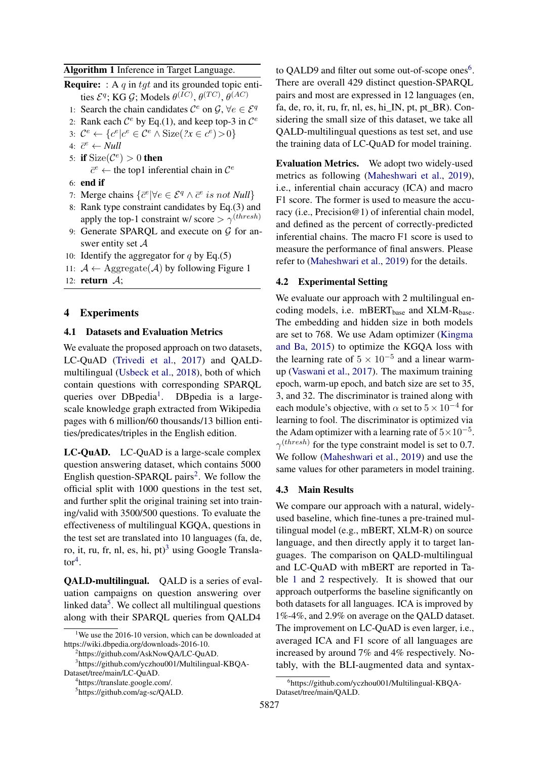**Algorithm 1** Inference in Target Language.

**Require:** : A $q$ in $tgt$ and its grounded topic entities $\mathcal{E}^q$; KG $\mathcal{G}$; Models $\theta^{(IC)}$, $\theta^{(TC)}$, $\theta^{(AC)}$

1: Search the chain candidates $\mathcal{C}^e$ on $\mathcal{G}$, $\forall e \in \mathcal{E}^q$
2: Rank each $\mathcal{C}^e$ by Eq.(1), and keep top-3 in $\mathcal{C}^e$
3: $\mathcal{C}^e \leftarrow \{c^e | c^e \in \mathcal{C}^e \wedge \text{Size}(?x \in c^e) > 0\}$
4: $\bar{c}^e \leftarrow$ *Null*
5: **if** $\text{Size}(\mathcal{C}^e) > 0$ **then**
   $\bar{c}^e \leftarrow$ the top1 inferential chain in $\mathcal{C}^e$
6: **end if**
7: Merge chains $\{\bar{c}^e | \forall e \in \mathcal{E}^q \wedge \bar{c}^e \textit{ is not Null}\}$
8: Rank type constraint candidates by Eq.(3) and apply the top-1 constraint w/ score $> \gamma^{(thresh)}$
9: Generate SPARQL and execute on $\mathcal{G}$ for answer entity set $\mathcal{A}$
10: Identify the aggregator for $q$ by Eq.(5)
11: $\mathcal{A} \leftarrow \text{Aggregate}(\mathcal{A})$ by following Figure 1
12: **return** $\mathcal{A}$;

# 4 Experiments

## 4.1 Datasets and Evaluation Metrics

We evaluate the proposed approach on two datasets, LC-QuAD (Trivedi et al., 2017) and QALD-multilingual (Usbeck et al., 2018), both of which contain questions with corresponding SPARQL queries over DBpedia[1]. DBpedia is a large-scale knowledge graph extracted from Wikipedia pages with 6 million/60 thousands/13 billion entities/predicates/triples in the English edition.

**LC-QuAD.** LC-QuAD is a large-scale complex question answering dataset, which contains 5000 English question-SPARQL pairs[2]. We follow the official split with 1000 questions in the test set, and further split the original training set into training/valid with 3500/500 questions. To evaluate the effectiveness of multilingual KGQA, questions in the test set are translated into 10 languages (fa, de, ro, it, ru, fr, nl, es, hi, pt)[3] using Google Translator[4].

**QALD-multilingual.** QALD is a series of evaluation campaigns on question answering over linked data[5]. We collect all multilingual questions along with their SPARQL queries from QALD4 to QALD9 and filter out some out-of-scope ones[6]. There are overall 429 distinct question-SPARQL pairs and most are expressed in 12 languages (en, fa, de, ro, it, ru, fr, nl, es, hi_IN, pt, pt_BR). Considering the small size of this dataset, we take all QALD-multilingual questions as test set, and use the training data of LC-QuAD for model training.

**Evaluation Metrics.** We adopt two widely-used metrics as following (Maheshwari et al., 2019), i.e., inferential chain accuracy (ICA) and macro F1 score. The former is used to measure the accuracy (i.e., Precision@1) of inferential chain model, and defined as the percent of correctly-predicted inferential chains. The macro F1 score is used to measure the performance of final answers. Please refer to (Maheshwari et al., 2019) for the details.

## 4.2 Experimental Setting

We evaluate our approach with 2 multilingual encoding models, i.e. $\text{mBERT}_{\text{base}}$ and $\text{XLM-R}_{\text{base}}$. The embedding and hidden size in both models are set to 768. We use Adam optimizer (Kingma and Ba, 2015) to optimize the KGQA loss with the learning rate of $5 \times 10^{-5}$ and a linear warm-up (Vaswani et al., 2017). The maximum training epoch, warm-up epoch, and batch size are set to 35, 3, and 32. The discriminator is trained along with each module's objective, with $\alpha$ set to $5 \times 10^{-4}$ for learning to fool. The discriminator is optimized via the Adam optimizer with a learning rate of $5 \times 10^{-5}$. $\gamma^{(thresh)}$ for the type constraint model is set to 0.7. We follow (Maheshwari et al., 2019) and use the same values for other parameters in model training.

## 4.3 Main Results

We compare our approach with a natural, widely-used baseline, which fine-tunes a pre-trained multilingual model (e.g., mBERT, XLM-R) on source language, and then directly apply it to target languages. The comparison on QALD-multilingual and LC-QuAD with mBERT are reported in Table 1 and 2 respectively. It is showed that our approach outperforms the baseline significantly on both datasets for all languages. ICA is improved by 1%-4%, and 2.9% on average on the QALD dataset. The improvement on LC-QuAD is even larger, i.e., averaged ICA and F1 score of all languages are increased by around 7% and 4% respectively. Notably, with the BLI-augmented data and syntax-

[1]We use the 2016-10 version, which can be downloaded at https://wiki.dbpedia.org/downloads-2016-10.

[2]https://github.com/AskNowQA/LC-QuAD.

[3]https://github.com/yczhou001/Multilingual-KBQA-Dataset/tree/main/LC-QuAD.

[4]https://translate.google.com/.

[5]https://github.com/ag-sc/QALD.

[6]https://github.com/yczhou001/Multilingual-KBQA-Dataset/tree/main/QALD.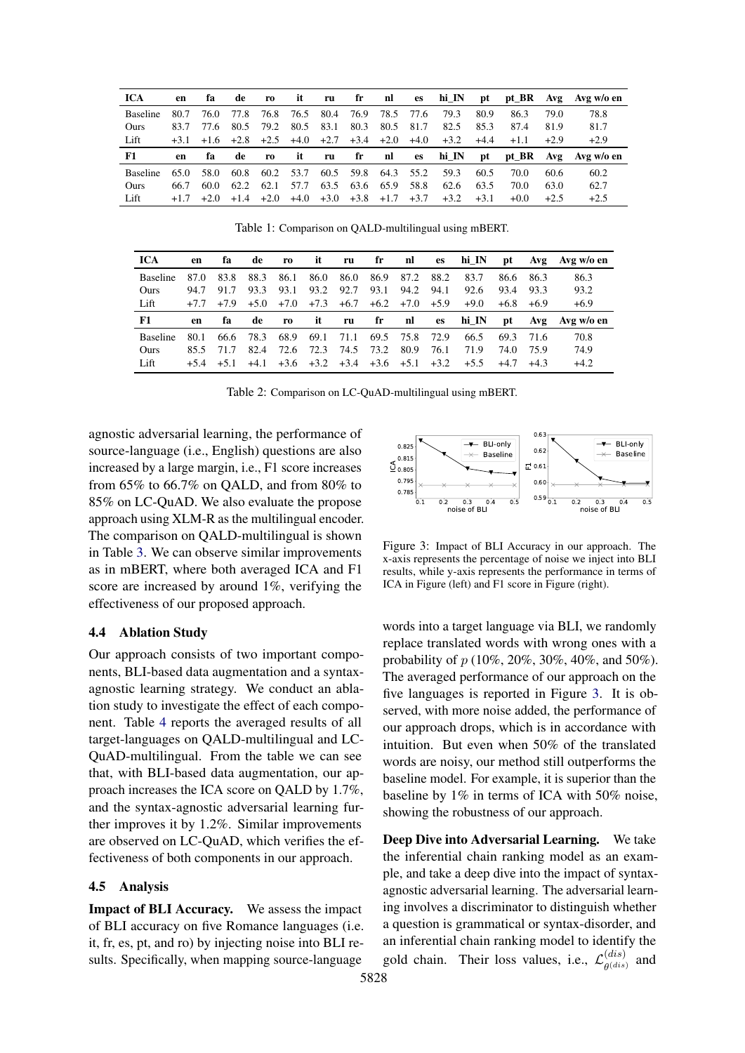| ICA | en | fa | de | ro | it | ru | fr | nl | es | hi_IN | pt | pt_BR | Avg | Avg w/o en |
|---|---|---|---|---|---|---|---|---|---|---|---|---|---|---|
| Baseline | 80.7 | 76.0 | 77.8 | 76.8 | 76.5 | 80.4 | 76.9 | 78.5 | 77.6 | 79.3 | 80.9 | 86.3 | 79.0 | 78.8 |
| Ours | 83.7 | 77.6 | 80.5 | 79.2 | 80.5 | 83.1 | 80.3 | 80.5 | 81.7 | 82.5 | 85.3 | 87.4 | 81.9 | 81.7 |
| Lift | +3.1 | +1.6 | +2.8 | +2.5 | +4.0 | +2.7 | +3.4 | +2.0 | +4.0 | +3.2 | +4.4 | +1.1 | +2.9 | +2.9 |
| **F1** | **en** | **fa** | **de** | **ro** | **it** | **ru** | **fr** | **nl** | **es** | **hi_IN** | **pt** | **pt_BR** | **Avg** | **Avg w/o en** |
| Baseline | 65.0 | 58.0 | 60.8 | 60.2 | 53.7 | 60.5 | 59.8 | 64.3 | 55.2 | 59.3 | 60.5 | 70.0 | 60.6 | 60.2 |
| Ours | 66.7 | 60.0 | 62.2 | 62.1 | 57.7 | 63.5 | 63.6 | 65.9 | 58.8 | 62.6 | 63.5 | 70.0 | 63.0 | 62.7 |
| Lift | +1.7 | +2.0 | +1.4 | +2.0 | +4.0 | +3.0 | +3.8 | +1.7 | +3.7 | +3.2 | +3.1 | +0.0 | +2.5 | +2.5 |

Table 1: Comparison on QALD-multilingual using mBERT.

| ICA | en | fa | de | ro | it | ru | fr | nl | es | hi_IN | pt | Avg | Avg w/o en |
|---|---|---|---|---|---|---|---|---|---|---|---|---|---|
| Baseline | 87.0 | 83.8 | 88.3 | 86.1 | 86.0 | 86.0 | 86.9 | 87.2 | 88.2 | 83.7 | 86.6 | 86.3 | 86.3 |
| Ours | 94.7 | 91.7 | 93.3 | 93.1 | 93.2 | 92.7 | 93.1 | 94.2 | 94.1 | 92.6 | 93.4 | 93.3 | 93.2 |
| Lift | +7.7 | +7.9 | +5.0 | +7.0 | +7.3 | +6.7 | +6.2 | +7.0 | +5.9 | +9.0 | +6.8 | +6.9 | +6.9 |
| **F1** | **en** | **fa** | **de** | **ro** | **it** | **ru** | **fr** | **nl** | **es** | **hi_IN** | **pt** | **Avg** | **Avg w/o en** |
| Baseline | 80.1 | 66.6 | 78.3 | 68.9 | 69.1 | 71.1 | 69.5 | 75.8 | 72.9 | 66.5 | 69.3 | 71.6 | 70.8 |
| Ours | 85.5 | 71.7 | 82.4 | 72.6 | 72.3 | 74.5 | 73.2 | 80.9 | 76.1 | 71.9 | 74.0 | 75.9 | 74.9 |
| Lift | +5.4 | +5.1 | +4.1 | +3.6 | +3.2 | +3.4 | +3.6 | +5.1 | +3.2 | +5.5 | +4.7 | +4.3 | +4.2 |

Table 2: Comparison on LC-QuAD-multilingual using mBERT.

agnostic adversarial learning, the performance of source-language (i.e., English) questions are also increased by a large margin, i.e., F1 score increases from 65% to 66.7% on QALD, and from 80% to 85% on LC-QuAD. We also evaluate the propose approach using XLM-R as the multilingual encoder. The comparison on QALD-multilingual is shown in Table 3. We can observe similar improvements as in mBERT, where both averaged ICA and F1 score are increased by around 1%, verifying the effectiveness of our proposed approach.

### 4.4 Ablation Study

Our approach consists of two important components, BLI-based data augmentation and a syntax-agnostic learning strategy. We conduct an ablation study to investigate the effect of each component. Table 4 reports the averaged results of all target-languages on QALD-multilingual and LC-QuAD-multilingual. From the table we can see that, with BLI-based data augmentation, our approach increases the ICA score on QALD by 1.7%, and the syntax-agnostic adversarial learning further improves it by 1.2%. Similar improvements are observed on LC-QuAD, which verifies the effectiveness of both components in our approach.

### 4.5 Analysis

**Impact of BLI Accuracy.** We assess the impact of BLI accuracy on five Romance languages (i.e. it, fr, es, pt, and ro) by injecting noise into BLI results. Specifically, when mapping source-language words into a target language via BLI, we randomly replace translated words with wrong ones with a probability of $p$ (10%, 20%, 30%, 40%, and 50%). The averaged performance of our approach on the five languages is reported in Figure 3. It is observed, with more noise added, the performance of our approach drops, which is in accordance with intuition. But even when 50% of the translated words are noisy, our method still outperforms the baseline model. For example, it is superior than the baseline by 1% in terms of ICA with 50% noise, showing the robustness of our approach.

Figure 3: Impact of BLI Accuracy in our approach. The x-axis represents the percentage of noise we inject into BLI results, while y-axis represents the performance in terms of ICA in Figure (left) and F1 score in Figure (right).

**Deep Dive into Adversarial Learning.** We take the inferential chain ranking model as an example, and take a deep dive into the impact of syntax-agnostic adversarial learning. The adversarial learning involves a discriminator to distinguish whether a question is grammatical or syntax-disorder, and an inferential chain ranking model to identify the gold chain. Their loss values, i.e., $\mathcal{L}^{(dis)}_{\theta^{(dis)}}$ and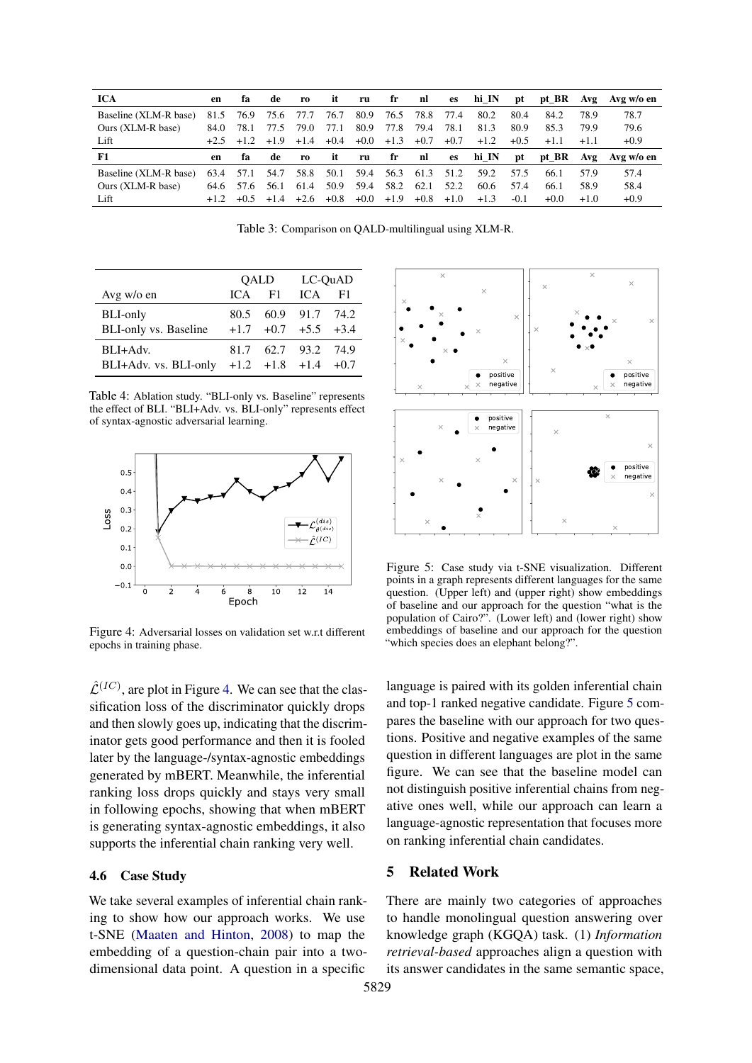| ICA | en | fa | de | ro | it | ru | fr | nl | es | hi_IN | pt | pt_BR | Avg | Avg w/o en |
|---|---|---|---|---|---|---|---|---|---|---|---|---|---|---|
| Baseline (XLM-R base) | 81.5 | 76.9 | 75.6 | 77.7 | 76.7 | 80.9 | 76.5 | 78.8 | 77.4 | 80.2 | 80.4 | 84.2 | 78.9 | 78.7 |
| Ours (XLM-R base) | 84.0 | 78.1 | 77.5 | 79.0 | 77.1 | 80.9 | 77.8 | 79.4 | 78.1 | 81.3 | 80.9 | 85.3 | 79.9 | 79.6 |
| Lift | +2.5 | +1.2 | +1.9 | +1.4 | +0.4 | +0.0 | +1.3 | +0.7 | +0.7 | +1.2 | +0.5 | +1.1 | +1.1 | +0.9 |
| **F1** | **en** | **fa** | **de** | **ro** | **it** | **ru** | **fr** | **nl** | **es** | **hi_IN** | **pt** | **pt_BR** | **Avg** | **Avg w/o en** |
| Baseline (XLM-R base) | 63.4 | 57.1 | 54.7 | 58.8 | 50.1 | 59.4 | 56.3 | 61.3 | 51.2 | 59.2 | 57.5 | 66.1 | 57.9 | 57.4 |
| Ours (XLM-R base) | 64.6 | 57.6 | 56.1 | 61.4 | 50.9 | 59.4 | 58.2 | 62.1 | 52.2 | 60.6 | 57.4 | 66.1 | 58.9 | 58.4 |
| Lift | +1.2 | +0.5 | +1.4 | +2.6 | +0.8 | +0.0 | +1.9 | +0.8 | +1.0 | +1.3 | -0.1 | +0.0 | +1.0 | +0.9 |

Table 3: Comparison on QALD-multilingual using XLM-R.

| | QALD | | LC-QuAD | |
|---|---|---|---|---|
| Avg w/o en | ICA | F1 | ICA | F1 |
| BLI-only | 80.5 | 60.9 | 91.7 | 74.2 |
| BLI-only vs. Baseline | +1.7 | +0.7 | +5.5 | +3.4 |
| BLI+Adv. | 81.7 | 62.7 | 93.2 | 74.9 |
| BLI+Adv. vs. BLI-only | +1.2 | +1.8 | +1.4 | +0.7 |

Table 4: Ablation study. "BLI-only vs. Baseline" represents the effect of BLI. "BLI+Adv. vs. BLI-only" represents effect of syntax-agnostic adversarial learning.

Figure 4: Adversarial losses on validation set w.r.t different epochs in training phase.

$\hat{\mathcal{L}}^{(IC)}$, are plot in Figure 4. We can see that the classification loss of the discriminator quickly drops and then slowly goes up, indicating that the discriminator gets good performance and then it is fooled later by the language-/syntax-agnostic embeddings generated by mBERT. Meanwhile, the inferential ranking loss drops quickly and stays very small in following epochs, showing that when mBERT is generating syntax-agnostic embeddings, it also supports the inferential chain ranking very well.

### 4.6 Case Study

We take several examples of inferential chain ranking to show how our approach works. We use t-SNE (Maaten and Hinton, 2008) to map the embedding of a question-chain pair into a two-dimensional data point. A question in a specific language is paired with its golden inferential chain and top-1 ranked negative candidate. Figure 5 compares the baseline with our approach for two questions. Positive and negative examples of the same question in different languages are plot in the same figure. We can see that the baseline model can not distinguish positive inferential chains from negative ones well, while our approach can learn a language-agnostic representation that focuses more on ranking inferential chain candidates.

Figure 5: Case study via t-SNE visualization. Different points in a graph represents different languages for the same question. (Upper left) and (upper right) show embeddings of baseline and our approach for the question "what is the population of Cairo?". (Lower left) and (lower right) show embeddings of baseline and our approach for the question "which species does an elephant belong?".

## 5 Related Work

There are mainly two categories of approaches to handle monolingual question answering over knowledge graph (KGQA) task. (1) *Information retrieval-based* approaches align a question with its answer candidates in the same semantic space,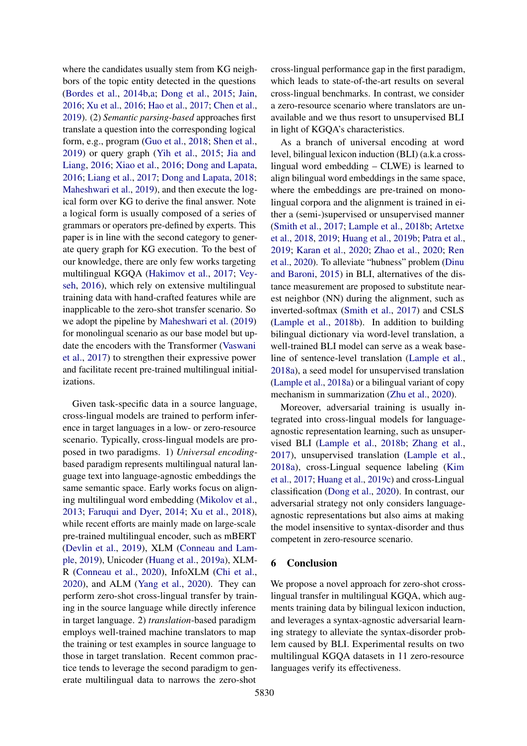where the candidates usually stem from KG neighbors of the topic entity detected in the questions (Bordes et al., 2014b,a; Dong et al., 2015; Jain, 2016; Xu et al., 2016; Hao et al., 2017; Chen et al., 2019). (2) *Semantic parsing-based* approaches first translate a question into the corresponding logical form, e.g., program (Guo et al., 2018; Shen et al., 2019) or query graph (Yih et al., 2015; Jia and Liang, 2016; Xiao et al., 2016; Dong and Lapata, 2016; Liang et al., 2017; Dong and Lapata, 2018; Maheshwari et al., 2019), and then execute the logical form over KG to derive the final answer. Note a logical form is usually composed of a series of grammars or operators pre-defined by experts. This paper is in line with the second category to generate query graph for KG execution. To the best of our knowledge, there are only few works targeting multilingual KGQA (Hakimov et al., 2017; Veyseh, 2016), which rely on extensive multilingual training data with hand-crafted features while are inapplicable to the zero-shot transfer scenario. So we adopt the pipeline by Maheshwari et al. (2019) for monolingual scenario as our base model but update the encoders with the Transformer (Vaswani et al., 2017) to strengthen their expressive power and facilitate recent pre-trained multilingual initializations.

Given task-specific data in a source language, cross-lingual models are trained to perform inference in target languages in a low- or zero-resource scenario. Typically, cross-lingual models are proposed in two paradigms. 1) *Universal encoding*-based paradigm represents multilingual natural language text into language-agnostic embeddings the same semantic space. Early works focus on aligning multilingual word embedding (Mikolov et al., 2013; Faruqui and Dyer, 2014; Xu et al., 2018), while recent efforts are mainly made on large-scale pre-trained multilingual encoder, such as mBERT (Devlin et al., 2019), XLM (Conneau and Lample, 2019), Unicoder (Huang et al., 2019a), XLM-R (Conneau et al., 2020), InfoXLM (Chi et al., 2020), and ALM (Yang et al., 2020). They can perform zero-shot cross-lingual transfer by training in the source language while directly inference in target language. 2) *translation*-based paradigm employs well-trained machine translators to map the training or test examples in source language to those in target translation. Recent common practice tends to leverage the second paradigm to generate multilingual data to narrows the zero-shot cross-lingual performance gap in the first paradigm, which leads to state-of-the-art results on several cross-lingual benchmarks. In contrast, we consider a zero-resource scenario where translators are unavailable and we thus resort to unsupervised BLI in light of KGQA's characteristics.

As a branch of universal encoding at word level, bilingual lexicon induction (BLI) (a.k.a cross-lingual word embedding – CLWE) is learned to align bilingual word embeddings in the same space, where the embeddings are pre-trained on monolingual corpora and the alignment is trained in either a (semi-)supervised or unsupervised manner (Smith et al., 2017; Lample et al., 2018b; Artetxe et al., 2018, 2019; Huang et al., 2019b; Patra et al., 2019; Karan et al., 2020; Zhao et al., 2020; Ren et al., 2020). To alleviate "hubness" problem (Dinu and Baroni, 2015) in BLI, alternatives of the distance measurement are proposed to substitute nearest neighbor (NN) during the alignment, such as inverted-softmax (Smith et al., 2017) and CSLS (Lample et al., 2018b). In addition to building bilingual dictionary via word-level translation, a well-trained BLI model can serve as a weak baseline of sentence-level translation (Lample et al., 2018a), a seed model for unsupervised translation (Lample et al., 2018a) or a bilingual variant of copy mechanism in summarization (Zhu et al., 2020).

Moreover, adversarial training is usually integrated into cross-lingual models for language-agnostic representation learning, such as unsupervised BLI (Lample et al., 2018b; Zhang et al., 2017), unsupervised translation (Lample et al., 2018a), cross-Lingual sequence labeling (Kim et al., 2017; Huang et al., 2019c) and cross-Lingual classification (Dong et al., 2020). In contrast, our adversarial strategy not only considers language-agnostic representations but also aims at making the model insensitive to syntax-disorder and thus competent in zero-resource scenario.

## 6 Conclusion

We propose a novel approach for zero-shot cross-lingual transfer in multilingual KGQA, which augments training data by bilingual lexicon induction, and leverages a syntax-agnostic adversarial learning strategy to alleviate the syntax-disorder problem caused by BLI. Experimental results on two multilingual KGQA datasets in 11 zero-resource languages verify its effectiveness.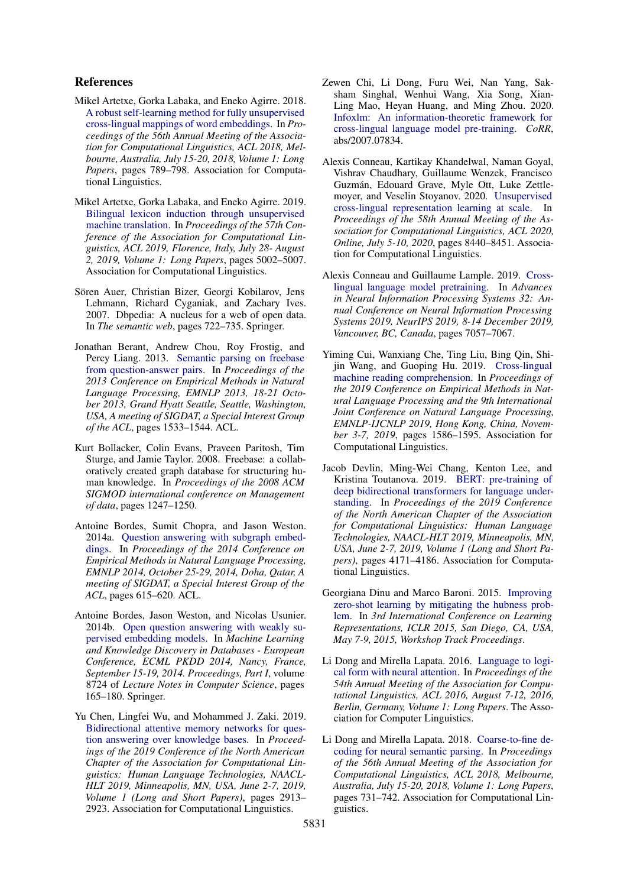## References

Mikel Artetxe, Gorka Labaka, and Eneko Agirre. 2018. A robust self-learning method for fully unsupervised cross-lingual mappings of word embeddings. In *Proceedings of the 56th Annual Meeting of the Association for Computational Linguistics, ACL 2018, Melbourne, Australia, July 15-20, 2018, Volume 1: Long Papers*, pages 789–798. Association for Computational Linguistics.

Mikel Artetxe, Gorka Labaka, and Eneko Agirre. 2019. Bilingual lexicon induction through unsupervised machine translation. In *Proceedings of the 57th Conference of the Association for Computational Linguistics, ACL 2019, Florence, Italy, July 28- August 2, 2019, Volume 1: Long Papers*, pages 5002–5007. Association for Computational Linguistics.

Sören Auer, Christian Bizer, Georgi Kobilarov, Jens Lehmann, Richard Cyganiak, and Zachary Ives. 2007. Dbpedia: A nucleus for a web of open data. In *The semantic web*, pages 722–735. Springer.

Jonathan Berant, Andrew Chou, Roy Frostig, and Percy Liang. 2013. Semantic parsing on freebase from question-answer pairs. In *Proceedings of the 2013 Conference on Empirical Methods in Natural Language Processing, EMNLP 2013, 18-21 October 2013, Grand Hyatt Seattle, Seattle, Washington, USA, A meeting of SIGDAT, a Special Interest Group of the ACL*, pages 1533–1544. ACL.

Kurt Bollacker, Colin Evans, Praveen Paritosh, Tim Sturge, and Jamie Taylor. 2008. Freebase: a collaboratively created graph database for structuring human knowledge. In *Proceedings of the 2008 ACM SIGMOD international conference on Management of data*, pages 1247–1250.

Antoine Bordes, Sumit Chopra, and Jason Weston. 2014a. Question answering with subgraph embeddings. In *Proceedings of the 2014 Conference on Empirical Methods in Natural Language Processing, EMNLP 2014, October 25-29, 2014, Doha, Qatar, A meeting of SIGDAT, a Special Interest Group of the ACL*, pages 615–620. ACL.

Antoine Bordes, Jason Weston, and Nicolas Usunier. 2014b. Open question answering with weakly supervised embedding models. In *Machine Learning and Knowledge Discovery in Databases - European Conference, ECML PKDD 2014, Nancy, France, September 15-19, 2014. Proceedings, Part I*, volume 8724 of *Lecture Notes in Computer Science*, pages 165–180. Springer.

Yu Chen, Lingfei Wu, and Mohammed J. Zaki. 2019. Bidirectional attentive memory networks for question answering over knowledge bases. In *Proceedings of the 2019 Conference of the North American Chapter of the Association for Computational Linguistics: Human Language Technologies, NAACL-HLT 2019, Minneapolis, MN, USA, June 2-7, 2019, Volume 1 (Long and Short Papers)*, pages 2913–2923. Association for Computational Linguistics.

Zewen Chi, Li Dong, Furu Wei, Nan Yang, Saksham Singhal, Wenhui Wang, Xia Song, Xian-Ling Mao, Heyan Huang, and Ming Zhou. 2020. Infoxlm: An information-theoretic framework for cross-lingual language model pre-training. *CoRR*, abs/2007.07834.

Alexis Conneau, Kartikay Khandelwal, Naman Goyal, Vishrav Chaudhary, Guillaume Wenzek, Francisco Guzmán, Edouard Grave, Myle Ott, Luke Zettlemoyer, and Veselin Stoyanov. 2020. Unsupervised cross-lingual representation learning at scale. In *Proceedings of the 58th Annual Meeting of the Association for Computational Linguistics, ACL 2020, Online, July 5-10, 2020*, pages 8440–8451. Association for Computational Linguistics.

Alexis Conneau and Guillaume Lample. 2019. Cross-lingual language model pretraining. In *Advances in Neural Information Processing Systems 32: Annual Conference on Neural Information Processing Systems 2019, NeurIPS 2019, 8-14 December 2019, Vancouver, BC, Canada*, pages 7057–7067.

Yiming Cui, Wanxiang Che, Ting Liu, Bing Qin, Shijin Wang, and Guoping Hu. 2019. Cross-lingual machine reading comprehension. In *Proceedings of the 2019 Conference on Empirical Methods in Natural Language Processing and the 9th International Joint Conference on Natural Language Processing, EMNLP-IJCNLP 2019, Hong Kong, China, November 3-7, 2019*, pages 1586–1595. Association for Computational Linguistics.

Jacob Devlin, Ming-Wei Chang, Kenton Lee, and Kristina Toutanova. 2019. BERT: pre-training of deep bidirectional transformers for language understanding. In *Proceedings of the 2019 Conference of the North American Chapter of the Association for Computational Linguistics: Human Language Technologies, NAACL-HLT 2019, Minneapolis, MN, USA, June 2-7, 2019, Volume 1 (Long and Short Papers)*, pages 4171–4186. Association for Computational Linguistics.

Georgiana Dinu and Marco Baroni. 2015. Improving zero-shot learning by mitigating the hubness problem. In *3rd International Conference on Learning Representations, ICLR 2015, San Diego, CA, USA, May 7-9, 2015, Workshop Track Proceedings*.

Li Dong and Mirella Lapata. 2016. Language to logical form with neural attention. In *Proceedings of the 54th Annual Meeting of the Association for Computational Linguistics, ACL 2016, August 7-12, 2016, Berlin, Germany, Volume 1: Long Papers*. The Association for Computer Linguistics.

Li Dong and Mirella Lapata. 2018. Coarse-to-fine decoding for neural semantic parsing. In *Proceedings of the 56th Annual Meeting of the Association for Computational Linguistics, ACL 2018, Melbourne, Australia, July 15-20, 2018, Volume 1: Long Papers*, pages 731–742. Association for Computational Linguistics.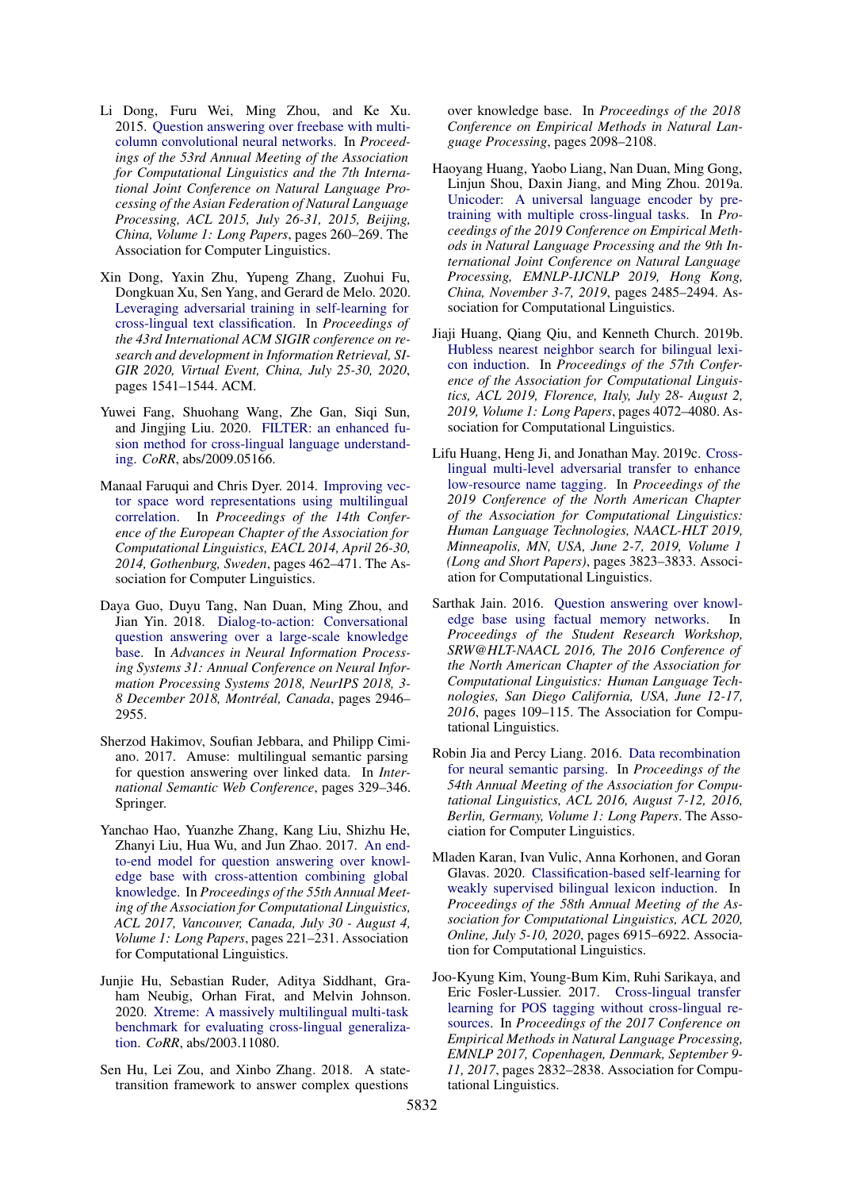Li Dong, Furu Wei, Ming Zhou, and Ke Xu. 2015. Question answering over freebase with multi-column convolutional neural networks. In *Proceedings of the 53rd Annual Meeting of the Association for Computational Linguistics and the 7th International Joint Conference on Natural Language Processing of the Asian Federation of Natural Language Processing, ACL 2015, July 26-31, 2015, Beijing, China, Volume 1: Long Papers*, pages 260–269. The Association for Computer Linguistics.

Xin Dong, Yaxin Zhu, Yupeng Zhang, Zuohui Fu, Dongkuan Xu, Sen Yang, and Gerard de Melo. 2020. Leveraging adversarial training in self-learning for cross-lingual text classification. In *Proceedings of the 43rd International ACM SIGIR conference on research and development in Information Retrieval, SIGIR 2020, Virtual Event, China, July 25-30, 2020*, pages 1541–1544. ACM.

Yuwei Fang, Shuohang Wang, Zhe Gan, Siqi Sun, and Jingjing Liu. 2020. FILTER: an enhanced fusion method for cross-lingual language understanding. *CoRR*, abs/2009.05166.

Manaal Faruqui and Chris Dyer. 2014. Improving vector space word representations using multilingual correlation. In *Proceedings of the 14th Conference of the European Chapter of the Association for Computational Linguistics, EACL 2014, April 26-30, 2014, Gothenburg, Sweden*, pages 462–471. The Association for Computer Linguistics.

Daya Guo, Duyu Tang, Nan Duan, Ming Zhou, and Jian Yin. 2018. Dialog-to-action: Conversational question answering over a large-scale knowledge base. In *Advances in Neural Information Processing Systems 31: Annual Conference on Neural Information Processing Systems 2018, NeurIPS 2018, 3-8 December 2018, Montréal, Canada*, pages 2946–2955.

Sherzod Hakimov, Soufian Jebbara, and Philipp Cimiano. 2017. Amuse: multilingual semantic parsing for question answering over linked data. In *International Semantic Web Conference*, pages 329–346. Springer.

Yanchao Hao, Yuanzhe Zhang, Kang Liu, Shizhu He, Zhanyi Liu, Hua Wu, and Jun Zhao. 2017. An end-to-end model for question answering over knowledge base with cross-attention combining global knowledge. In *Proceedings of the 55th Annual Meeting of the Association for Computational Linguistics, ACL 2017, Vancouver, Canada, July 30 - August 4, Volume 1: Long Papers*, pages 221–231. Association for Computational Linguistics.

Junjie Hu, Sebastian Ruder, Aditya Siddhant, Graham Neubig, Orhan Firat, and Melvin Johnson. 2020. Xtreme: A massively multilingual multi-task benchmark for evaluating cross-lingual generalization. *CoRR*, abs/2003.11080.

Sen Hu, Lei Zou, and Xinbo Zhang. 2018. A state-transition framework to answer complex questions over knowledge base. In *Proceedings of the 2018 Conference on Empirical Methods in Natural Language Processing*, pages 2098–2108.

Haoyang Huang, Yaobo Liang, Nan Duan, Ming Gong, Linjun Shou, Daxin Jiang, and Ming Zhou. 2019a. Unicoder: A universal language encoder by pre-training with multiple cross-lingual tasks. In *Proceedings of the 2019 Conference on Empirical Methods in Natural Language Processing and the 9th International Joint Conference on Natural Language Processing, EMNLP-IJCNLP 2019, Hong Kong, China, November 3-7, 2019*, pages 2485–2494. Association for Computational Linguistics.

Jiaji Huang, Qiang Qiu, and Kenneth Church. 2019b. Hubless nearest neighbor search for bilingual lexicon induction. In *Proceedings of the 57th Conference of the Association for Computational Linguistics, ACL 2019, Florence, Italy, July 28- August 2, 2019, Volume 1: Long Papers*, pages 4072–4080. Association for Computational Linguistics.

Lifu Huang, Heng Ji, and Jonathan May. 2019c. Cross-lingual multi-level adversarial transfer to enhance low-resource name tagging. In *Proceedings of the 2019 Conference of the North American Chapter of the Association for Computational Linguistics: Human Language Technologies, NAACL-HLT 2019, Minneapolis, MN, USA, June 2-7, 2019, Volume 1 (Long and Short Papers)*, pages 3823–3833. Association for Computational Linguistics.

Sarthak Jain. 2016. Question answering over knowledge base using factual memory networks. In *Proceedings of the Student Research Workshop, SRW@HLT-NAACL 2016, The 2016 Conference of the North American Chapter of the Association for Computational Linguistics: Human Language Technologies, San Diego California, USA, June 12-17, 2016*, pages 109–115. The Association for Computational Linguistics.

Robin Jia and Percy Liang. 2016. Data recombination for neural semantic parsing. In *Proceedings of the 54th Annual Meeting of the Association for Computational Linguistics, ACL 2016, August 7-12, 2016, Berlin, Germany, Volume 1: Long Papers*. The Association for Computer Linguistics.

Mladen Karan, Ivan Vulic, Anna Korhonen, and Goran Glavas. 2020. Classification-based self-learning for weakly supervised bilingual lexicon induction. In *Proceedings of the 58th Annual Meeting of the Association for Computational Linguistics, ACL 2020, Online, July 5-10, 2020*, pages 6915–6922. Association for Computational Linguistics.

Joo-Kyung Kim, Young-Bum Kim, Ruhi Sarikaya, and Eric Fosler-Lussier. 2017. Cross-lingual transfer learning for POS tagging without cross-lingual resources. In *Proceedings of the 2017 Conference on Empirical Methods in Natural Language Processing, EMNLP 2017, Copenhagen, Denmark, September 9-11, 2017*, pages 2832–2838. Association for Computational Linguistics.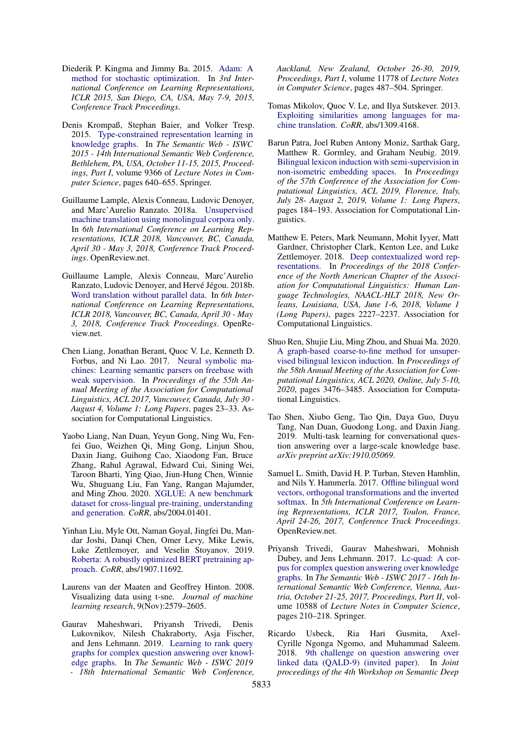Diederik P. Kingma and Jimmy Ba. 2015. Adam: A method for stochastic optimization. In *3rd International Conference on Learning Representations, ICLR 2015, San Diego, CA, USA, May 7-9, 2015, Conference Track Proceedings*.

Denis Krompaß, Stephan Baier, and Volker Tresp. 2015. Type-constrained representation learning in knowledge graphs. In *The Semantic Web - ISWC 2015 - 14th International Semantic Web Conference, Bethlehem, PA, USA, October 11-15, 2015, Proceedings, Part I*, volume 9366 of *Lecture Notes in Computer Science*, pages 640–655. Springer.

Guillaume Lample, Alexis Conneau, Ludovic Denoyer, and Marc'Aurelio Ranzato. 2018a. Unsupervised machine translation using monolingual corpora only. In *6th International Conference on Learning Representations, ICLR 2018, Vancouver, BC, Canada, April 30 - May 3, 2018, Conference Track Proceedings*. OpenReview.net.

Guillaume Lample, Alexis Conneau, Marc'Aurelio Ranzato, Ludovic Denoyer, and Hervé Jégou. 2018b. Word translation without parallel data. In *6th International Conference on Learning Representations, ICLR 2018, Vancouver, BC, Canada, April 30 - May 3, 2018, Conference Track Proceedings*. OpenReview.net.

Chen Liang, Jonathan Berant, Quoc V. Le, Kenneth D. Forbus, and Ni Lao. 2017. Neural symbolic machines: Learning semantic parsers on freebase with weak supervision. In *Proceedings of the 55th Annual Meeting of the Association for Computational Linguistics, ACL 2017, Vancouver, Canada, July 30 - August 4, Volume 1: Long Papers*, pages 23–33. Association for Computational Linguistics.

Yaobo Liang, Nan Duan, Yeyun Gong, Ning Wu, Fenfei Guo, Weizhen Qi, Ming Gong, Linjun Shou, Daxin Jiang, Guihong Cao, Xiaodong Fan, Bruce Zhang, Rahul Agrawal, Edward Cui, Sining Wei, Taroon Bharti, Ying Qiao, Jiun-Hung Chen, Winnie Wu, Shuguang Liu, Fan Yang, Rangan Majumder, and Ming Zhou. 2020. XGLUE: A new benchmark dataset for cross-lingual pre-training, understanding and generation. *CoRR*, abs/2004.01401.

Yinhan Liu, Myle Ott, Naman Goyal, Jingfei Du, Mandar Joshi, Danqi Chen, Omer Levy, Mike Lewis, Luke Zettlemoyer, and Veselin Stoyanov. 2019. Roberta: A robustly optimized BERT pretraining approach. *CoRR*, abs/1907.11692.

Laurens van der Maaten and Geoffrey Hinton. 2008. Visualizing data using t-sne. *Journal of machine learning research*, 9(Nov):2579–2605.

Gaurav Maheshwari, Priyansh Trivedi, Denis Lukovnikov, Nilesh Chakraborty, Asja Fischer, and Jens Lehmann. 2019. Learning to rank query graphs for complex question answering over knowledge graphs. In *The Semantic Web - ISWC 2019 - 18th International Semantic Web Conference, Auckland, New Zealand, October 26-30, 2019, Proceedings, Part I*, volume 11778 of *Lecture Notes in Computer Science*, pages 487–504. Springer.

Tomas Mikolov, Quoc V. Le, and Ilya Sutskever. 2013. Exploiting similarities among languages for machine translation. *CoRR*, abs/1309.4168.

Barun Patra, Joel Ruben Antony Moniz, Sarthak Garg, Matthew R. Gormley, and Graham Neubig. 2019. Bilingual lexicon induction with semi-supervision in non-isometric embedding spaces. In *Proceedings of the 57th Conference of the Association for Computational Linguistics, ACL 2019, Florence, Italy, July 28- August 2, 2019, Volume 1: Long Papers*, pages 184–193. Association for Computational Linguistics.

Matthew E. Peters, Mark Neumann, Mohit Iyyer, Matt Gardner, Christopher Clark, Kenton Lee, and Luke Zettlemoyer. 2018. Deep contextualized word representations. In *Proceedings of the 2018 Conference of the North American Chapter of the Association for Computational Linguistics: Human Language Technologies, NAACL-HLT 2018, New Orleans, Louisiana, USA, June 1-6, 2018, Volume 1 (Long Papers)*, pages 2227–2237. Association for Computational Linguistics.

Shuo Ren, Shujie Liu, Ming Zhou, and Shuai Ma. 2020. A graph-based coarse-to-fine method for unsupervised bilingual lexicon induction. In *Proceedings of the 58th Annual Meeting of the Association for Computational Linguistics, ACL 2020, Online, July 5-10, 2020*, pages 3476–3485. Association for Computational Linguistics.

Tao Shen, Xiubo Geng, Tao Qin, Daya Guo, Duyu Tang, Nan Duan, Guodong Long, and Daxin Jiang. 2019. Multi-task learning for conversational question answering over a large-scale knowledge base. *arXiv preprint arXiv:1910.05069*.

Samuel L. Smith, David H. P. Turban, Steven Hamblin, and Nils Y. Hammerla. 2017. Offline bilingual word vectors, orthogonal transformations and the inverted softmax. In *5th International Conference on Learning Representations, ICLR 2017, Toulon, France, April 24-26, 2017, Conference Track Proceedings*. OpenReview.net.

Priyansh Trivedi, Gaurav Maheshwari, Mohnish Dubey, and Jens Lehmann. 2017. Lc-quad: A corpus for complex question answering over knowledge graphs. In *The Semantic Web - ISWC 2017 - 16th International Semantic Web Conference, Vienna, Austria, October 21-25, 2017, Proceedings, Part II*, volume 10588 of *Lecture Notes in Computer Science*, pages 210–218. Springer.

Ricardo Usbeck, Ria Hari Gusmita, Axel-Cyrille Ngonga Ngomo, and Muhammad Saleem. 2018. 9th challenge on question answering over linked data (QALD-9) (invited paper). In *Joint proceedings of the 4th Workshop on Semantic Deep*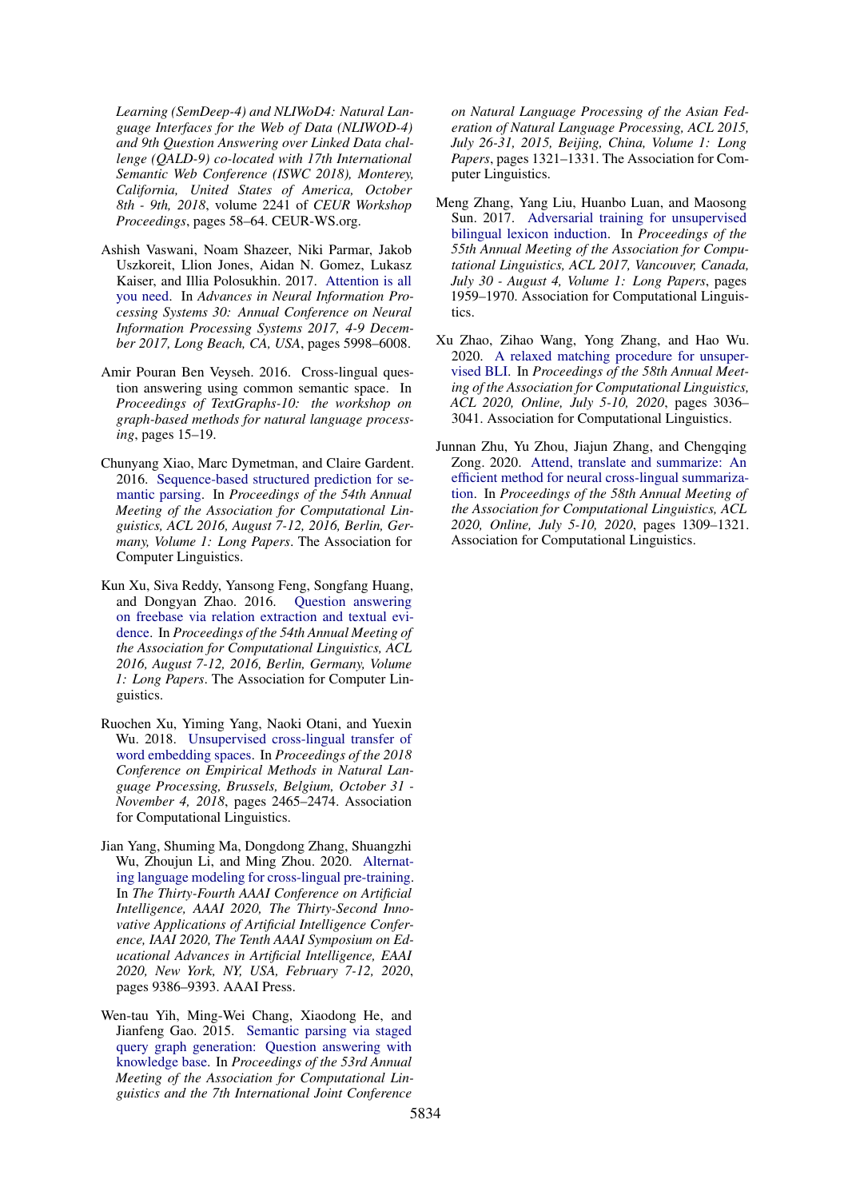Learning (SemDeep-4) and NLIWoD4: Natural Language Interfaces for the Web of Data (NLIWOD-4) and 9th Question Answering over Linked Data challenge (QALD-9) co-located with 17th International Semantic Web Conference (ISWC 2018), Monterey, California, United States of America, October 8th - 9th, 2018*, volume 2241 of *CEUR Workshop Proceedings*, pages 58–64. CEUR-WS.org.

Ashish Vaswani, Noam Shazeer, Niki Parmar, Jakob Uszkoreit, Llion Jones, Aidan N. Gomez, Lukasz Kaiser, and Illia Polosukhin. 2017. Attention is all you need. In *Advances in Neural Information Processing Systems 30: Annual Conference on Neural Information Processing Systems 2017, 4-9 December 2017, Long Beach, CA, USA*, pages 5998–6008.

Amir Pouran Ben Veyseh. 2016. Cross-lingual question answering using common semantic space. In *Proceedings of TextGraphs-10: the workshop on graph-based methods for natural language processing*, pages 15–19.

Chunyang Xiao, Marc Dymetman, and Claire Gardent. 2016. Sequence-based structured prediction for semantic parsing. In *Proceedings of the 54th Annual Meeting of the Association for Computational Linguistics, ACL 2016, August 7-12, 2016, Berlin, Germany, Volume 1: Long Papers*. The Association for Computer Linguistics.

Kun Xu, Siva Reddy, Yansong Feng, Songfang Huang, and Dongyan Zhao. 2016. Question answering on freebase via relation extraction and textual evidence. In *Proceedings of the 54th Annual Meeting of the Association for Computational Linguistics, ACL 2016, August 7-12, 2016, Berlin, Germany, Volume 1: Long Papers*. The Association for Computer Linguistics.

Ruochen Xu, Yiming Yang, Naoki Otani, and Yuexin Wu. 2018. Unsupervised cross-lingual transfer of word embedding spaces. In *Proceedings of the 2018 Conference on Empirical Methods in Natural Language Processing, Brussels, Belgium, October 31 - November 4, 2018*, pages 2465–2474. Association for Computational Linguistics.

Jian Yang, Shuming Ma, Dongdong Zhang, Shuangzhi Wu, Zhoujun Li, and Ming Zhou. 2020. Alternating language modeling for cross-lingual pre-training. In *The Thirty-Fourth AAAI Conference on Artificial Intelligence, AAAI 2020, The Thirty-Second Innovative Applications of Artificial Intelligence Conference, IAAI 2020, The Tenth AAAI Symposium on Educational Advances in Artificial Intelligence, EAAI 2020, New York, NY, USA, February 7-12, 2020*, pages 9386–9393. AAAI Press.

Wen-tau Yih, Ming-Wei Chang, Xiaodong He, and Jianfeng Gao. 2015. Semantic parsing via staged query graph generation: Question answering with knowledge base. In *Proceedings of the 53rd Annual Meeting of the Association for Computational Linguistics and the 7th International Joint Conference on Natural Language Processing of the Asian Federation of Natural Language Processing, ACL 2015, July 26-31, 2015, Beijing, China, Volume 1: Long Papers*, pages 1321–1331. The Association for Computer Linguistics.

Meng Zhang, Yang Liu, Huanbo Luan, and Maosong Sun. 2017. Adversarial training for unsupervised bilingual lexicon induction. In *Proceedings of the 55th Annual Meeting of the Association for Computational Linguistics, ACL 2017, Vancouver, Canada, July 30 - August 4, Volume 1: Long Papers*, pages 1959–1970. Association for Computational Linguistics.

Xu Zhao, Zihao Wang, Yong Zhang, and Hao Wu. 2020. A relaxed matching procedure for unsupervised BLI. In *Proceedings of the 58th Annual Meeting of the Association for Computational Linguistics, ACL 2020, Online, July 5-10, 2020*, pages 3036–3041. Association for Computational Linguistics.

Junnan Zhu, Yu Zhou, Jiajun Zhang, and Chengqing Zong. 2020. Attend, translate and summarize: An efficient method for neural cross-lingual summarization. In *Proceedings of the 58th Annual Meeting of the Association for Computational Linguistics, ACL 2020, Online, July 5-10, 2020*, pages 1309–1321. Association for Computational Linguistics.